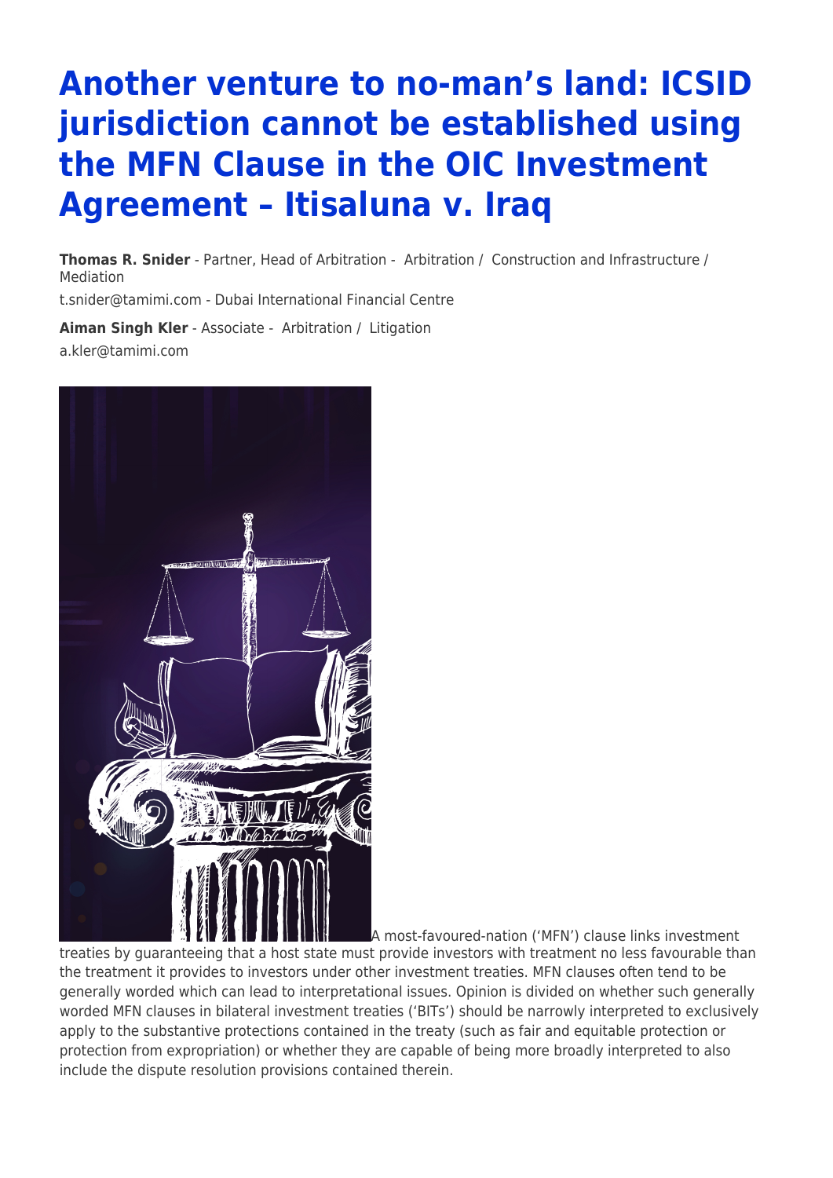# Another venture to no-man's land: ICSID jurisdiction cannot be established using the MFN Clause in the OIC Investment Agreement – Itisaluna v. Iraq

**Thomas R. Snider** - Partner, Head of Arbitration - Arbitration / Construction and Infrastructure / Mediation
t.snider@tamimi.com - Dubai International Financial Centre

**Aiman Singh Kler** - Associate - Arbitration / Litigation
a.kler@tamimi.com

A most-favoured-nation ('MFN') clause links investment treaties by guaranteeing that a host state must provide investors with treatment no less favourable than the treatment it provides to investors under other investment treaties. MFN clauses often tend to be generally worded which can lead to interpretational issues. Opinion is divided on whether such generally worded MFN clauses in bilateral investment treaties ('BITs') should be narrowly interpreted to exclusively apply to the substantive protections contained in the treaty (such as fair and equitable protection or protection from expropriation) or whether they are capable of being more broadly interpreted to also include the dispute resolution provisions contained therein.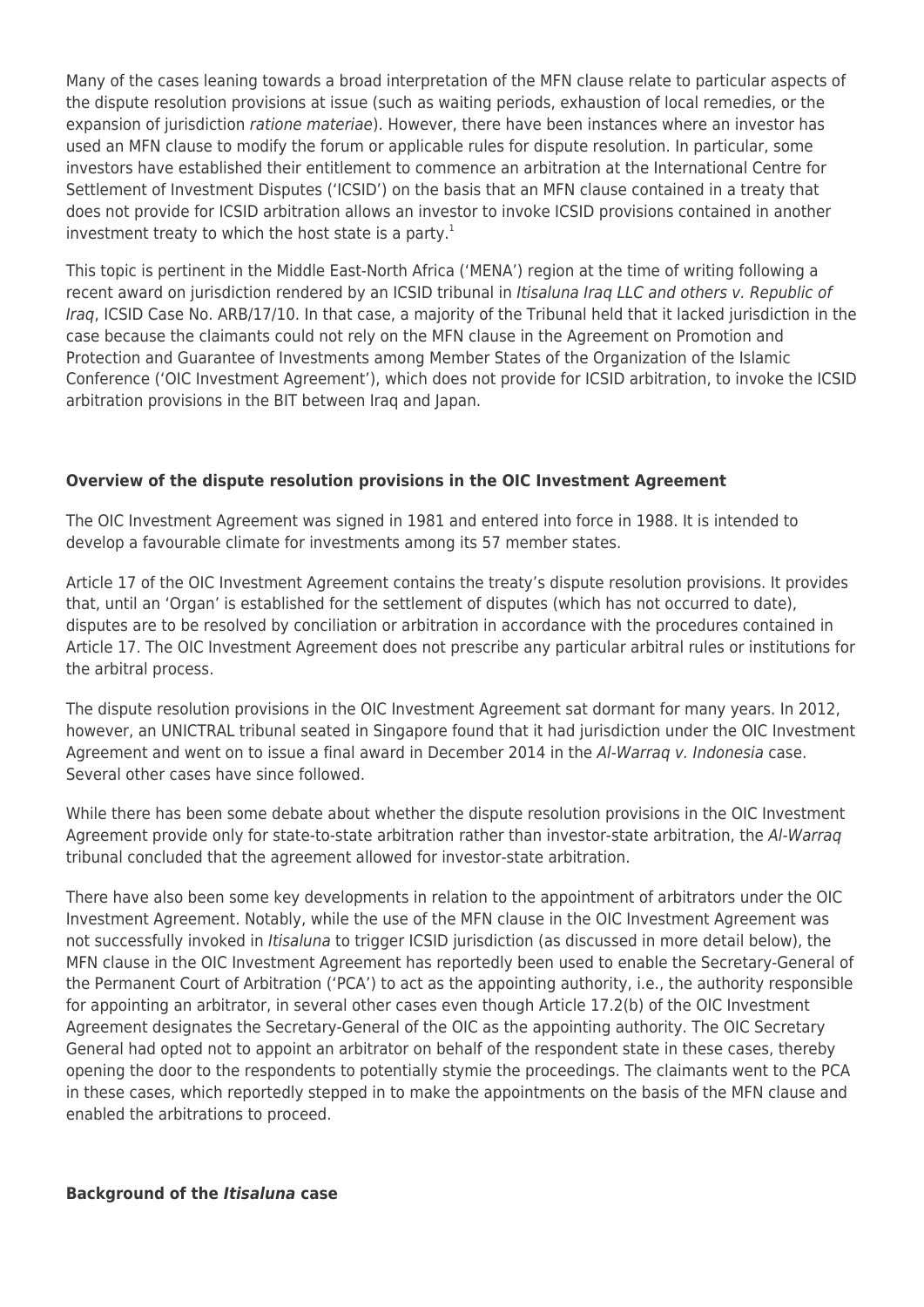Many of the cases leaning towards a broad interpretation of the MFN clause relate to particular aspects of the dispute resolution provisions at issue (such as waiting periods, exhaustion of local remedies, or the expansion of jurisdiction *ratione materiae*). However, there have been instances where an investor has used an MFN clause to modify the forum or applicable rules for dispute resolution. In particular, some investors have established their entitlement to commence an arbitration at the International Centre for Settlement of Investment Disputes ('ICSID') on the basis that an MFN clause contained in a treaty that does not provide for ICSID arbitration allows an investor to invoke ICSID provisions contained in another investment treaty to which the host state is a party.[1]

This topic is pertinent in the Middle East-North Africa ('MENA') region at the time of writing following a recent award on jurisdiction rendered by an ICSID tribunal in *Itisaluna Iraq LLC and others v. Republic of Iraq*, ICSID Case No. ARB/17/10. In that case, a majority of the Tribunal held that it lacked jurisdiction in the case because the claimants could not rely on the MFN clause in the Agreement on Promotion and Protection and Guarantee of Investments among Member States of the Organization of the Islamic Conference ('OIC Investment Agreement'), which does not provide for ICSID arbitration, to invoke the ICSID arbitration provisions in the BIT between Iraq and Japan.

**Overview of the dispute resolution provisions in the OIC Investment Agreement**

The OIC Investment Agreement was signed in 1981 and entered into force in 1988. It is intended to develop a favourable climate for investments among its 57 member states.

Article 17 of the OIC Investment Agreement contains the treaty's dispute resolution provisions. It provides that, until an 'Organ' is established for the settlement of disputes (which has not occurred to date), disputes are to be resolved by conciliation or arbitration in accordance with the procedures contained in Article 17. The OIC Investment Agreement does not prescribe any particular arbitral rules or institutions for the arbitral process.

The dispute resolution provisions in the OIC Investment Agreement sat dormant for many years. In 2012, however, an UNICTRAL tribunal seated in Singapore found that it had jurisdiction under the OIC Investment Agreement and went on to issue a final award in December 2014 in the *Al-Warraq v. Indonesia* case. Several other cases have since followed.

While there has been some debate about whether the dispute resolution provisions in the OIC Investment Agreement provide only for state-to-state arbitration rather than investor-state arbitration, the *Al-Warraq* tribunal concluded that the agreement allowed for investor-state arbitration.

There have also been some key developments in relation to the appointment of arbitrators under the OIC Investment Agreement. Notably, while the use of the MFN clause in the OIC Investment Agreement was not successfully invoked in *Itisaluna* to trigger ICSID jurisdiction (as discussed in more detail below), the MFN clause in the OIC Investment Agreement has reportedly been used to enable the Secretary-General of the Permanent Court of Arbitration ('PCA') to act as the appointing authority, i.e., the authority responsible for appointing an arbitrator, in several other cases even though Article 17.2(b) of the OIC Investment Agreement designates the Secretary-General of the OIC as the appointing authority. The OIC Secretary General had opted not to appoint an arbitrator on behalf of the respondent state in these cases, thereby opening the door to the respondents to potentially stymie the proceedings. The claimants went to the PCA in these cases, which reportedly stepped in to make the appointments on the basis of the MFN clause and enabled the arbitrations to proceed.

**Background of the *Itisaluna* case**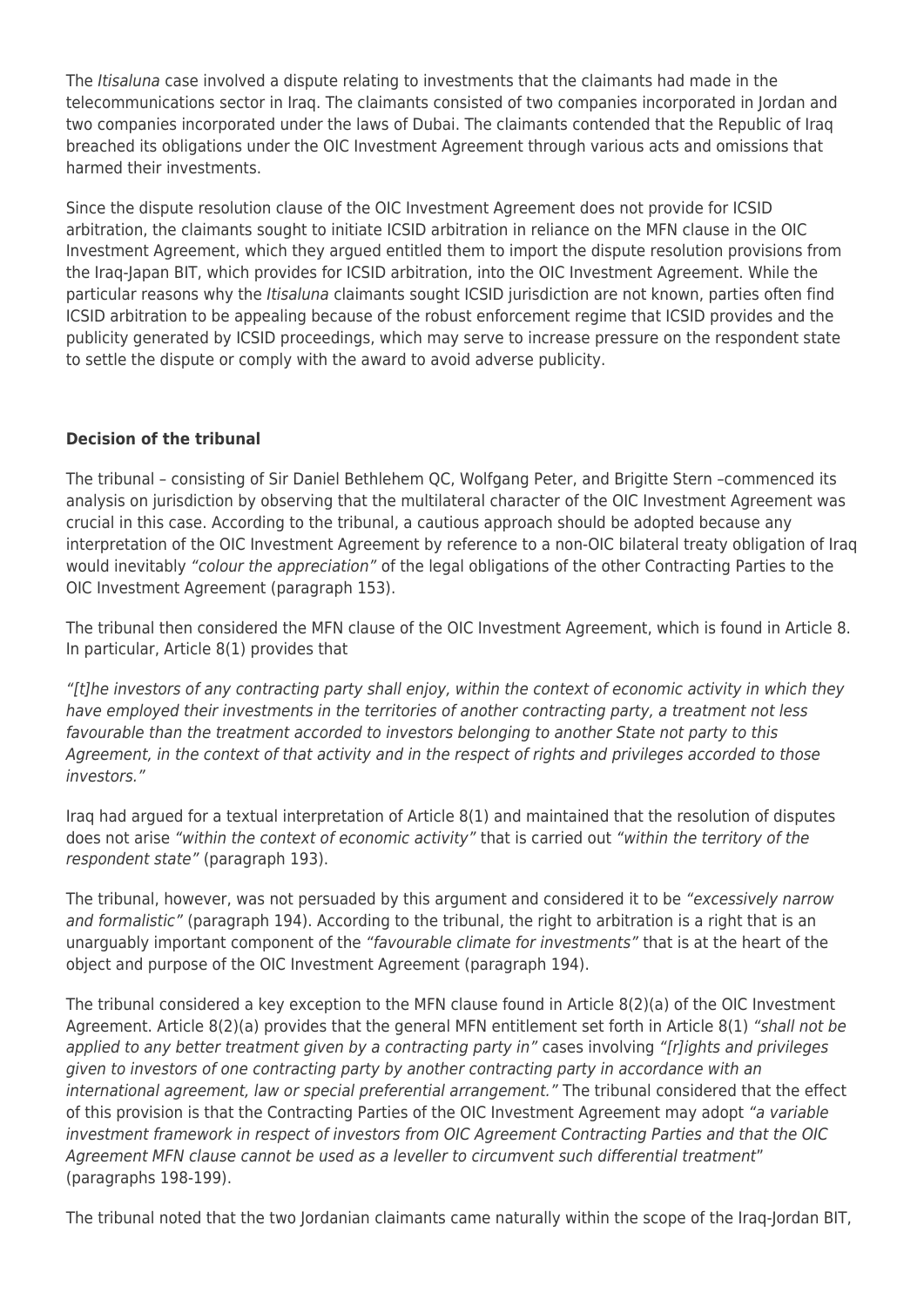The *Itisaluna* case involved a dispute relating to investments that the claimants had made in the telecommunications sector in Iraq. The claimants consisted of two companies incorporated in Jordan and two companies incorporated under the laws of Dubai. The claimants contended that the Republic of Iraq breached its obligations under the OIC Investment Agreement through various acts and omissions that harmed their investments.

Since the dispute resolution clause of the OIC Investment Agreement does not provide for ICSID arbitration, the claimants sought to initiate ICSID arbitration in reliance on the MFN clause in the OIC Investment Agreement, which they argued entitled them to import the dispute resolution provisions from the Iraq-Japan BIT, which provides for ICSID arbitration, into the OIC Investment Agreement. While the particular reasons why the *Itisaluna* claimants sought ICSID jurisdiction are not known, parties often find ICSID arbitration to be appealing because of the robust enforcement regime that ICSID provides and the publicity generated by ICSID proceedings, which may serve to increase pressure on the respondent state to settle the dispute or comply with the award to avoid adverse publicity.

**Decision of the tribunal**

The tribunal – consisting of Sir Daniel Bethlehem QC, Wolfgang Peter, and Brigitte Stern –commenced its analysis on jurisdiction by observing that the multilateral character of the OIC Investment Agreement was crucial in this case. According to the tribunal, a cautious approach should be adopted because any interpretation of the OIC Investment Agreement by reference to a non-OIC bilateral treaty obligation of Iraq would inevitably *"colour the appreciation"* of the legal obligations of the other Contracting Parties to the OIC Investment Agreement (paragraph 153).

The tribunal then considered the MFN clause of the OIC Investment Agreement, which is found in Article 8. In particular, Article 8(1) provides that

*"[t]he investors of any contracting party shall enjoy, within the context of economic activity in which they have employed their investments in the territories of another contracting party, a treatment not less favourable than the treatment accorded to investors belonging to another State not party to this Agreement, in the context of that activity and in the respect of rights and privileges accorded to those investors."*

Iraq had argued for a textual interpretation of Article 8(1) and maintained that the resolution of disputes does not arise *"within the context of economic activity"* that is carried out *"within the territory of the respondent state"* (paragraph 193).

The tribunal, however, was not persuaded by this argument and considered it to be *"excessively narrow and formalistic"* (paragraph 194). According to the tribunal, the right to arbitration is a right that is an unarguably important component of the *"favourable climate for investments"* that is at the heart of the object and purpose of the OIC Investment Agreement (paragraph 194).

The tribunal considered a key exception to the MFN clause found in Article 8(2)(a) of the OIC Investment Agreement. Article 8(2)(a) provides that the general MFN entitlement set forth in Article 8(1) *"shall not be applied to any better treatment given by a contracting party in"* cases involving *"[r]ights and privileges given to investors of one contracting party by another contracting party in accordance with an international agreement, law or special preferential arrangement."* The tribunal considered that the effect of this provision is that the Contracting Parties of the OIC Investment Agreement may adopt *"a variable investment framework in respect of investors from OIC Agreement Contracting Parties and that the OIC Agreement MFN clause cannot be used as a leveller to circumvent such differential treatment"* (paragraphs 198-199).

The tribunal noted that the two Jordanian claimants came naturally within the scope of the Iraq-Jordan BIT,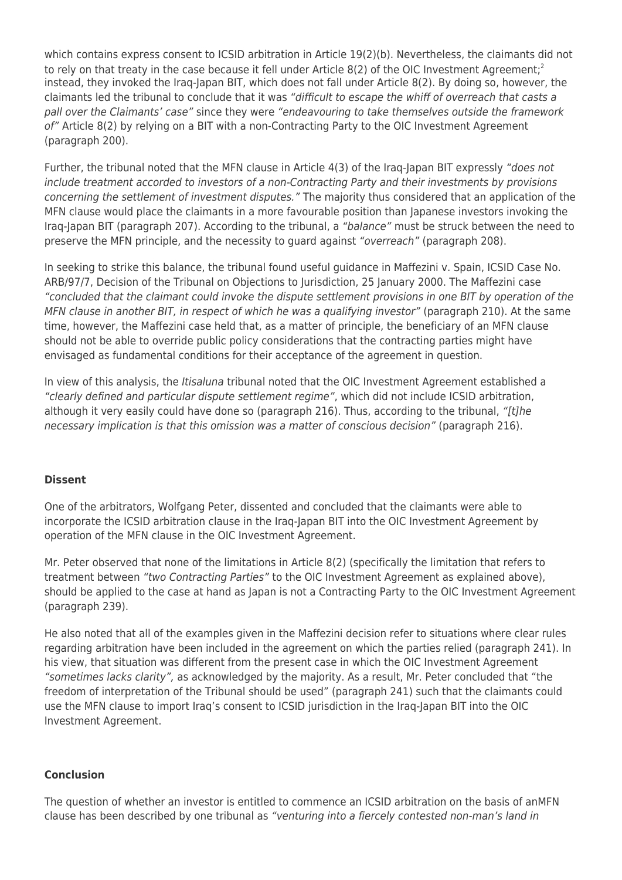which contains express consent to ICSID arbitration in Article 19(2)(b). Nevertheless, the claimants did not to rely on that treaty in the case because it fell under Article 8(2) of the OIC Investment Agreement;[2] instead, they invoked the Iraq-Japan BIT, which does not fall under Article 8(2). By doing so, however, the claimants led the tribunal to conclude that it was *"difficult to escape the whiff of overreach that casts a pall over the Claimants' case"* since they were *"endeavouring to take themselves outside the framework of"* Article 8(2) by relying on a BIT with a non-Contracting Party to the OIC Investment Agreement (paragraph 200).

Further, the tribunal noted that the MFN clause in Article 4(3) of the Iraq-Japan BIT expressly *"does not include treatment accorded to investors of a non-Contracting Party and their investments by provisions concerning the settlement of investment disputes."* The majority thus considered that an application of the MFN clause would place the claimants in a more favourable position than Japanese investors invoking the Iraq-Japan BIT (paragraph 207). According to the tribunal, a *"balance"* must be struck between the need to preserve the MFN principle, and the necessity to guard against *"overreach"* (paragraph 208).

In seeking to strike this balance, the tribunal found useful guidance in Maffezini v. Spain, ICSID Case No. ARB/97/7, Decision of the Tribunal on Objections to Jurisdiction, 25 January 2000. The Maffezini case *"concluded that the claimant could invoke the dispute settlement provisions in one BIT by operation of the MFN clause in another BIT, in respect of which he was a qualifying investor"* (paragraph 210). At the same time, however, the Maffezini case held that, as a matter of principle, the beneficiary of an MFN clause should not be able to override public policy considerations that the contracting parties might have envisaged as fundamental conditions for their acceptance of the agreement in question.

In view of this analysis, the *Itisaluna* tribunal noted that the OIC Investment Agreement established a *"clearly defined and particular dispute settlement regime"*, which did not include ICSID arbitration, although it very easily could have done so (paragraph 216). Thus, according to the tribunal, *"[t]he necessary implication is that this omission was a matter of conscious decision"* (paragraph 216).

**Dissent**

One of the arbitrators, Wolfgang Peter, dissented and concluded that the claimants were able to incorporate the ICSID arbitration clause in the Iraq-Japan BIT into the OIC Investment Agreement by operation of the MFN clause in the OIC Investment Agreement.

Mr. Peter observed that none of the limitations in Article 8(2) (specifically the limitation that refers to treatment between *"two Contracting Parties"* to the OIC Investment Agreement as explained above), should be applied to the case at hand as Japan is not a Contracting Party to the OIC Investment Agreement (paragraph 239).

He also noted that all of the examples given in the Maffezini decision refer to situations where clear rules regarding arbitration have been included in the agreement on which the parties relied (paragraph 241). In his view, that situation was different from the present case in which the OIC Investment Agreement *"sometimes lacks clarity",* as acknowledged by the majority. As a result, Mr. Peter concluded that "the freedom of interpretation of the Tribunal should be used" (paragraph 241) such that the claimants could use the MFN clause to import Iraq's consent to ICSID jurisdiction in the Iraq-Japan BIT into the OIC Investment Agreement.

**Conclusion**

The question of whether an investor is entitled to commence an ICSID arbitration on the basis of anMFN clause has been described by one tribunal as *"venturing into a fiercely contested non-man's land in*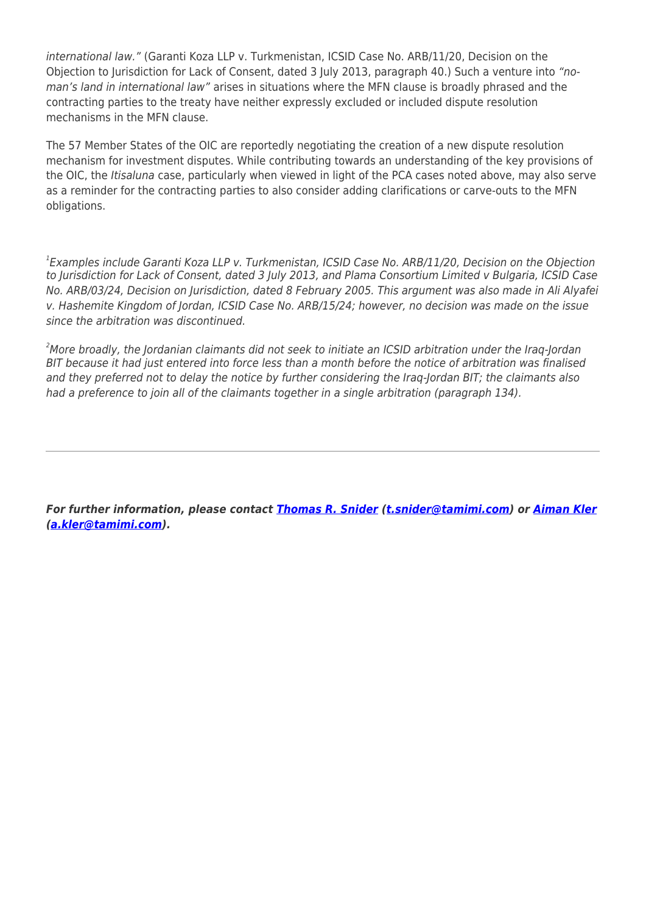*international law."* (Garanti Koza LLP v. Turkmenistan, ICSID Case No. ARB/11/20, Decision on the Objection to Jurisdiction for Lack of Consent, dated 3 July 2013, paragraph 40.) Such a venture into *"no-man's land in international law"* arises in situations where the MFN clause is broadly phrased and the contracting parties to the treaty have neither expressly excluded or included dispute resolution mechanisms in the MFN clause.

The 57 Member States of the OIC are reportedly negotiating the creation of a new dispute resolution mechanism for investment disputes. While contributing towards an understanding of the key provisions of the OIC, the *Itisaluna* case, particularly when viewed in light of the PCA cases noted above, may also serve as a reminder for the contracting parties to also consider adding clarifications or carve-outs to the MFN obligations.

*[1] Examples include Garanti Koza LLP v. Turkmenistan, ICSID Case No. ARB/11/20, Decision on the Objection to Jurisdiction for Lack of Consent, dated 3 July 2013, and Plama Consortium Limited v Bulgaria, ICSID Case No. ARB/03/24, Decision on Jurisdiction, dated 8 February 2005. This argument was also made in Ali Alyafei v. Hashemite Kingdom of Jordan, ICSID Case No. ARB/15/24; however, no decision was made on the issue since the arbitration was discontinued.*

*[2] More broadly, the Jordanian claimants did not seek to initiate an ICSID arbitration under the Iraq-Jordan BIT because it had just entered into force less than a month before the notice of arbitration was finalised and they preferred not to delay the notice by further considering the Iraq-Jordan BIT; the claimants also had a preference to join all of the claimants together in a single arbitration (paragraph 134).*

---

***For further information, please contact Thomas R. Snider (t.snider@tamimi.com) or Aiman Kler (a.kler@tamimi.com).***